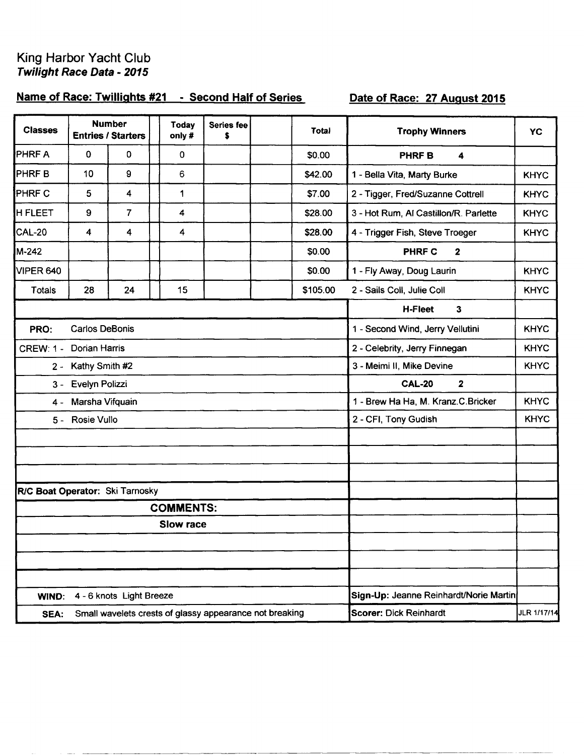# King Harbor Yacht Club
## *Twilight Race Data - 2015*

**Name of Race: Twillights #21 - Second Half of Series** **Date of Race: 27 August 2015**

| Classes | Number Entries | Starters | | Today only # | Series fee $ | | Total | Trophy Winners | YC |
|---|---|---|---|---|---|---|---|---|---|
| PHRF A | 0 | 0 | | 0 | | | $0.00 | **PHRF B 4** | |
| PHRF B | 10 | 9 | | 6 | | | $42.00 | 1 - Bella Vita, Marty Burke | KHYC |
| PHRF C | 5 | 4 | | 1 | | | $7.00 | 2 - Tigger, Fred/Suzanne Cottrell | KHYC |
| H FLEET | 9 | 7 | | 4 | | | $28.00 | 3 - Hot Rum, Al Castillon/R. Parlette | KHYC |
| CAL-20 | 4 | 4 | | 4 | | | $28.00 | 4 - Trigger Fish, Steve Troeger | KHYC |
| M-242 | | | | | | | $0.00 | **PHRF C 2** | |
| VIPER 640 | | | | | | | $0.00 | 1 - Fly Away, Doug Laurin | KHYC |
| Totals | 28 | 24 | | 15 | | | $105.00 | 2 - Sails Coll, Julie Coll | KHYC |
| | | | | | | | | **H-Fleet 3** | |
| **PRO:** Carlos DeBonis | | | | | | | | 1 - Second Wind, Jerry Vellutini | KHYC |
| CREW: 1 - Dorian Harris | | | | | | | | 2 - Celebrity, Jerry Finnegan | KHYC |
| 2 - Kathy Smith #2 | | | | | | | | 3 - Meimi II, Mike Devine | KHYC |
| 3 - Evelyn Polizzi | | | | | | | | **CAL-20 2** | |
| 4 - Marsha Vifquain | | | | | | | | 1 - Brew Ha Ha, M. Kranz.C.Bricker | KHYC |
| 5 - Rosie Vullo | | | | | | | | 2 - CFI, Tony Gudish | KHYC |
| **R/C Boat Operator:** Ski Tarnosky | | | | | | | | | |
| **COMMENTS:** | | | | | | | | | |
| **Slow race** | | | | | | | | | |
| **WIND:** 4 - 6 knots Light Breeze | | | | | | | | Sign-Up: Jeanne Reinhardt/Norie Martin | |
| **SEA:** Small wavelets crests of glassy appearance not breaking | | | | | | | | Scorer: Dick Reinhardt | JLR 1/17/14 |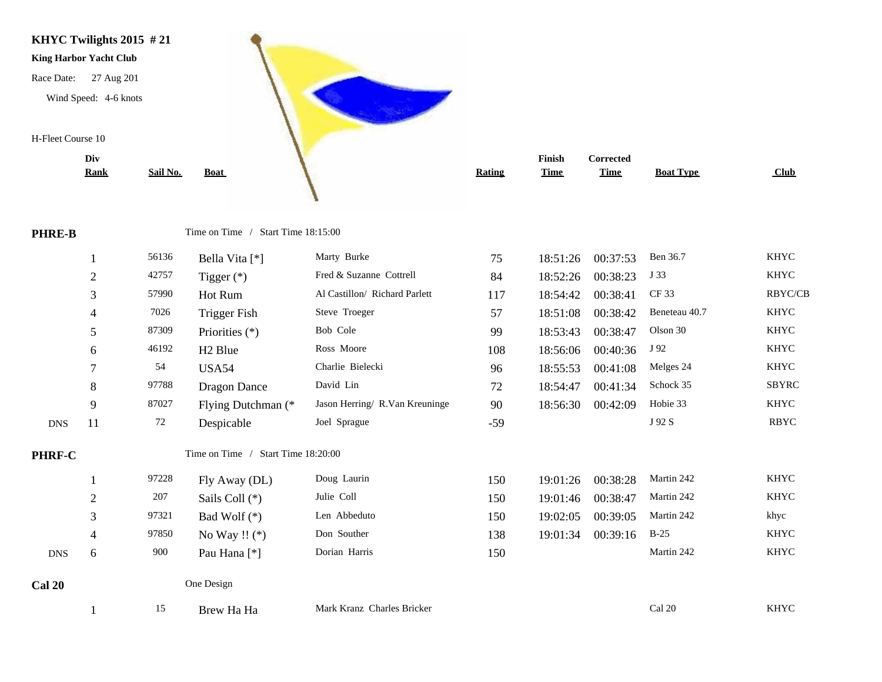**KHYC Twilights 2015 # 21**

**King Harbor Yacht Club**

Race Date: 27 Aug 201

Wind Speed: 4-6 knots

H-Fleet Course 10

| | Div Rank | Sail No. | Boat | | Rating | Finish Time | Corrected Time | Boat Type | Club |
|---|---|---|---|---|---|---|---|---|---|
| **PHRE-B** | | | Time on Time / Start Time 18:15:00 | | | | | | |
| | 1 | 56136 | Bella Vita [*] | Marty Burke | 75 | 18:51:26 | 00:37:53 | Ben 36.7 | KHYC |
| | 2 | 42757 | Tigger (*) | Fred & Suzanne Cottrell | 84 | 18:52:26 | 00:38:23 | J 33 | KHYC |
| | 3 | 57990 | Hot Rum | Al Castillon/ Richard Parlett | 117 | 18:54:42 | 00:38:41 | CF 33 | RBYC/CB |
| | 4 | 7026 | Trigger Fish | Steve Troeger | 57 | 18:51:08 | 00:38:42 | Beneteau 40.7 | KHYC |
| | 5 | 87309 | Priorities (*) | Bob Cole | 99 | 18:53:43 | 00:38:47 | Olson 30 | KHYC |
| | 6 | 46192 | H2 Blue | Ross Moore | 108 | 18:56:06 | 00:40:36 | J 92 | KHYC |
| | 7 | 54 | USA54 | Charlie Bielecki | 96 | 18:55:53 | 00:41:08 | Melges 24 | KHYC |
| | 8 | 97788 | Dragon Dance | David Lin | 72 | 18:54:47 | 00:41:34 | Schock 35 | SBYRC |
| | 9 | 87027 | Flying Dutchman (* | Jason Herring/ R.Van Kreuninge | 90 | 18:56:30 | 00:42:09 | Hobie 33 | KHYC |
| DNS | 11 | 72 | Despicable | Joel Sprague | -59 | | | J 92 S | RBYC |
| **PHRF-C** | | | Time on Time / Start Time 18:20:00 | | | | | | |
| | 1 | 97228 | Fly Away (DL) | Doug Laurin | 150 | 19:01:26 | 00:38:28 | Martin 242 | KHYC |
| | 2 | 207 | Sails Coll (*) | Julie Coll | 150 | 19:01:46 | 00:38:47 | Martin 242 | KHYC |
| | 3 | 97321 | Bad Wolf (*) | Len Abbeduto | 150 | 19:02:05 | 00:39:05 | Martin 242 | khyc |
| | 4 | 97850 | No Way !! (*) | Don Souther | 138 | 19:01:34 | 00:39:16 | B-25 | KHYC |
| DNS | 6 | 900 | Pau Hana [*] | Dorian Harris | 150 | | | Martin 242 | KHYC |
| **Cal 20** | | | One Design | | | | | | |
| | 1 | 15 | Brew Ha Ha | Mark Kranz Charles Bricker | | | | Cal 20 | KHYC |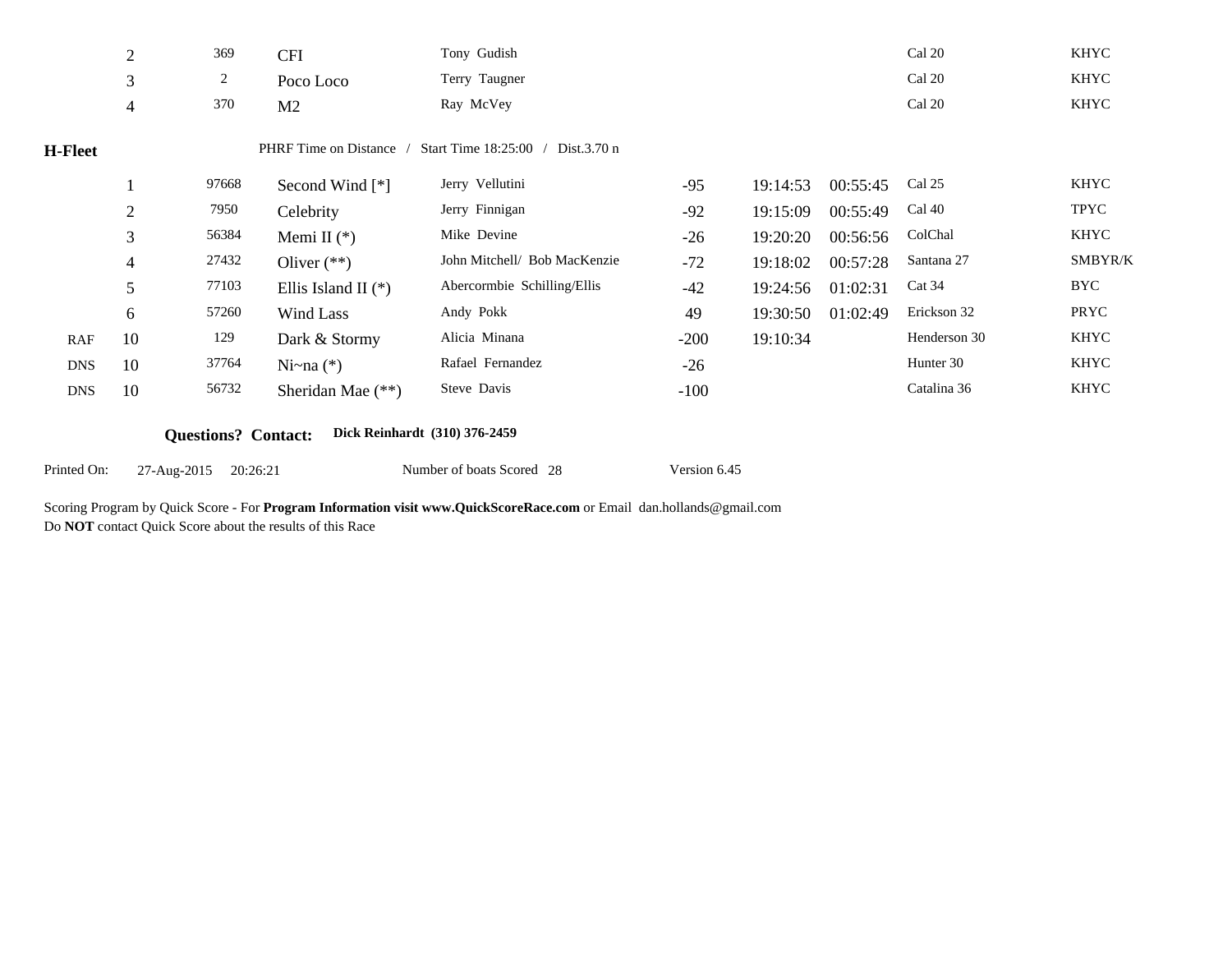| | | | | | | | | | |
|---|---|---|---|---|---|---|---|---|---|
| | 2 | 369 | CFI | Tony Gudish | | | | Cal 20 | KHYC |
| | 3 | 2 | Poco Loco | Terry Taugner | | | | Cal 20 | KHYC |
| | 4 | 370 | M2 | Ray McVey | | | | Cal 20 | KHYC |

**H-Fleet** PHRF Time on Distance / Start Time 18:25:00 / Dist.3.70 n

| | | | | | | | | | |
|---|---|---|---|---|---|---|---|---|---|
| | 1 | 97668 | Second Wind [*] | Jerry Vellutini | -95 | 19:14:53 | 00:55:45 | Cal 25 | KHYC |
| | 2 | 7950 | Celebrity | Jerry Finnigan | -92 | 19:15:09 | 00:55:49 | Cal 40 | TPYC |
| | 3 | 56384 | Memi II (*) | Mike Devine | -26 | 19:20:20 | 00:56:56 | ColChal | KHYC |
| | 4 | 27432 | Oliver (**) | John Mitchell/ Bob MacKenzie | -72 | 19:18:02 | 00:57:28 | Santana 27 | SMBYR/K |
| | 5 | 77103 | Ellis Island II (*) | Abercormbie Schilling/Ellis | -42 | 19:24:56 | 01:02:31 | Cat 34 | BYC |
| | 6 | 57260 | Wind Lass | Andy Pokk | 49 | 19:30:50 | 01:02:49 | Erickson 32 | PRYC |
| RAF | 10 | 129 | Dark & Stormy | Alicia Minana | -200 | 19:10:34 | | Henderson 30 | KHYC |
| DNS | 10 | 37764 | Ni~na (*) | Rafael Fernandez | -26 | | | Hunter 30 | KHYC |
| DNS | 10 | 56732 | Sheridan Mae (**) | Steve Davis | -100 | | | Catalina 36 | KHYC |

**Questions? Contact:** **Dick Reinhardt (310) 376-2459**

Printed On: 27-Aug-2015 20:26:21 Number of boats Scored 28 Version 6.45

Scoring Program by Quick Score - For **Program Information visit www.QuickScoreRace.com** or Email dan.hollands@gmail.com
Do **NOT** contact Quick Score about the results of this Race